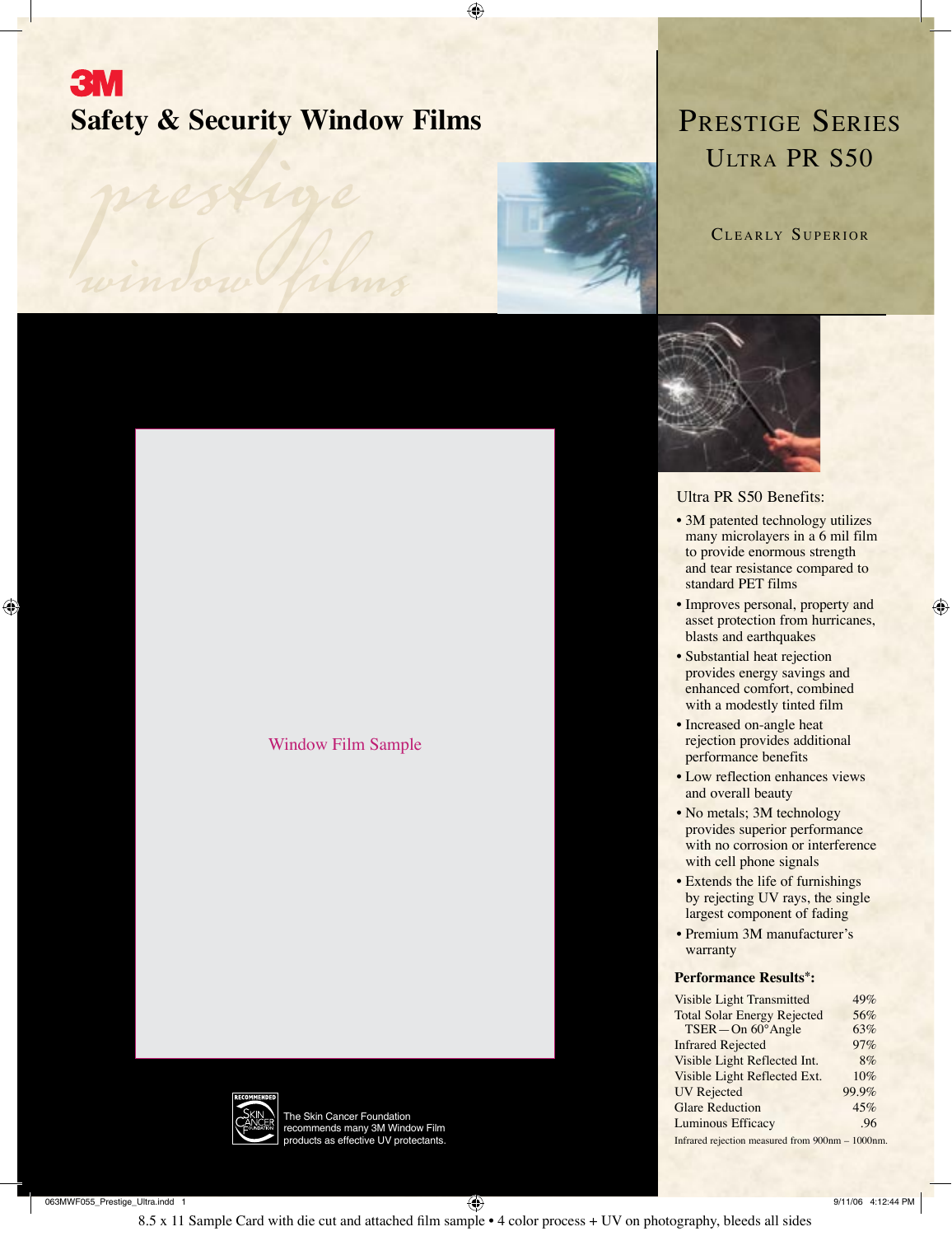3M

# Safety & Security Window Films

prestige window films

# Prestige Series

## Ultra PR S50

Clearly Superior

Window Film Sample

The Skin Cancer Foundation recommends many 3M Window Film products as effective UV protectants.

### Ultra PR S50 Benefits:

- 3M patented technology utilizes many microlayers in a 6 mil film to provide enormous strength and tear resistance compared to standard PET films
- Improves personal, property and asset protection from hurricanes, blasts and earthquakes
- Substantial heat rejection provides energy savings and enhanced comfort, combined with a modestly tinted film
- Increased on-angle heat rejection provides additional performance benefits
- Low reflection enhances views and overall beauty
- No metals; 3M technology provides superior performance with no corrosion or interference with cell phone signals
- Extends the life of furnishings by rejecting UV rays, the single largest component of fading
- Premium 3M manufacturer's warranty

**Performance Results*:**

| | |
|---|---|
| Visible Light Transmitted | 49% |
| Total Solar Energy Rejected | 56% |
| TSER — On 60° Angle | 63% |
| Infrared Rejected | 97% |
| Visible Light Reflected Int. | 8% |
| Visible Light Reflected Ext. | 10% |
| UV Rejected | 99.9% |
| Glare Reduction | 45% |
| Luminous Efficacy | .96 |

Infrared rejection measured from 900nm – 1000nm.

8.5 x 11 Sample Card with die cut and attached film sample • 4 color process + UV on photography, bleeds all sides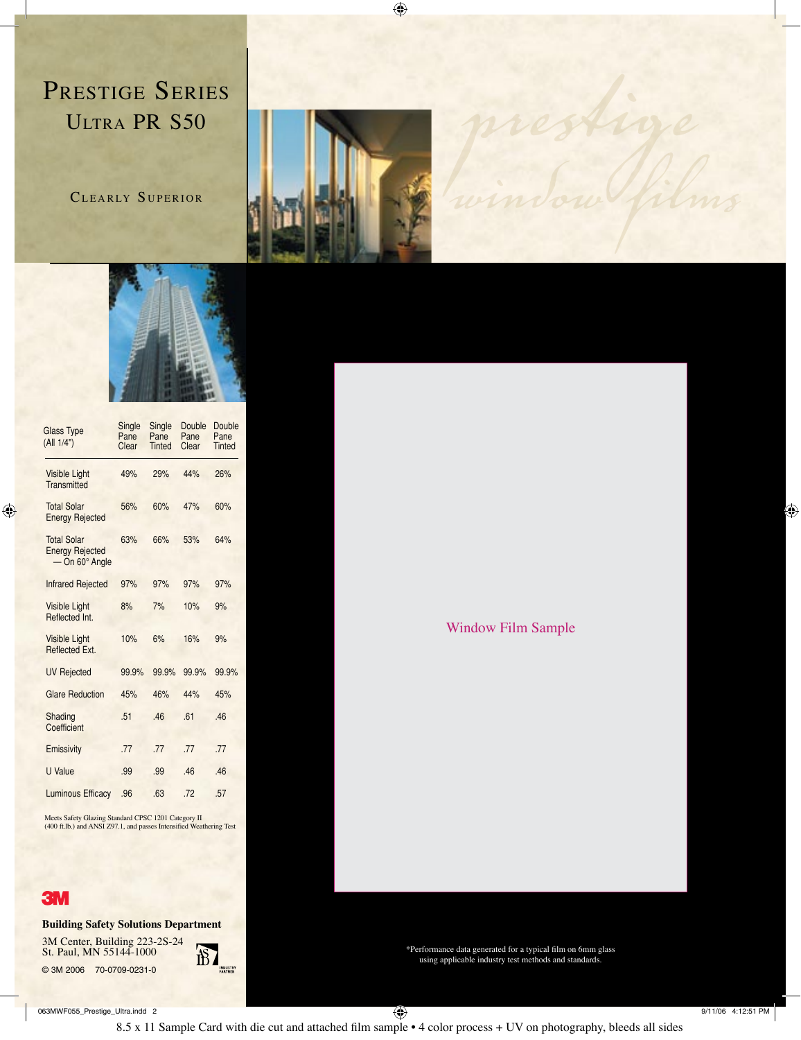# Prestige Series
## Ultra PR S50

Clearly Superior

prestige window films

| Glass Type (All 1/4") | Single Pane Clear | Single Pane Tinted | Double Pane Clear | Double Pane Tinted |
|---|---|---|---|---|
| Visible Light Transmitted | 49% | 29% | 44% | 26% |
| Total Solar Energy Rejected | 56% | 60% | 47% | 60% |
| Total Solar Energy Rejected — On 60° Angle | 63% | 66% | 53% | 64% |
| Infrared Rejected | 97% | 97% | 97% | 97% |
| Visible Light Reflected Int. | 8% | 7% | 10% | 9% |
| Visible Light Reflected Ext. | 10% | 6% | 16% | 9% |
| UV Rejected | 99.9% | 99.9% | 99.9% | 99.9% |
| Glare Reduction | 45% | 46% | 44% | 45% |
| Shading Coefficient | .51 | .46 | .61 | .46 |
| Emissivity | .77 | .77 | .77 | .77 |
| U Value | .99 | .99 | .46 | .46 |
| Luminous Efficacy | .96 | .63 | .72 | .57 |

Meets Safety Glazing Standard CPSC 1201 Category II (400 ft.lb.) and ANSI Z97.1, and passes Intensified Weathering Test

Window Film Sample

*Performance data generated for a typical film on 6mm glass using applicable industry test methods and standards.

3M

**Building Safety Solutions Department**

3M Center, Building 223-2S-24
St. Paul, MN 55144-1000

© 3M 2006 70-0709-0231-0

ASID INDUSTRY PARTNER

063MWF055_Prestige_Ultra.indd 2 9/11/06 4:12:51 PM

8.5 x 11 Sample Card with die cut and attached film sample • 4 color process + UV on photography, bleeds all sides